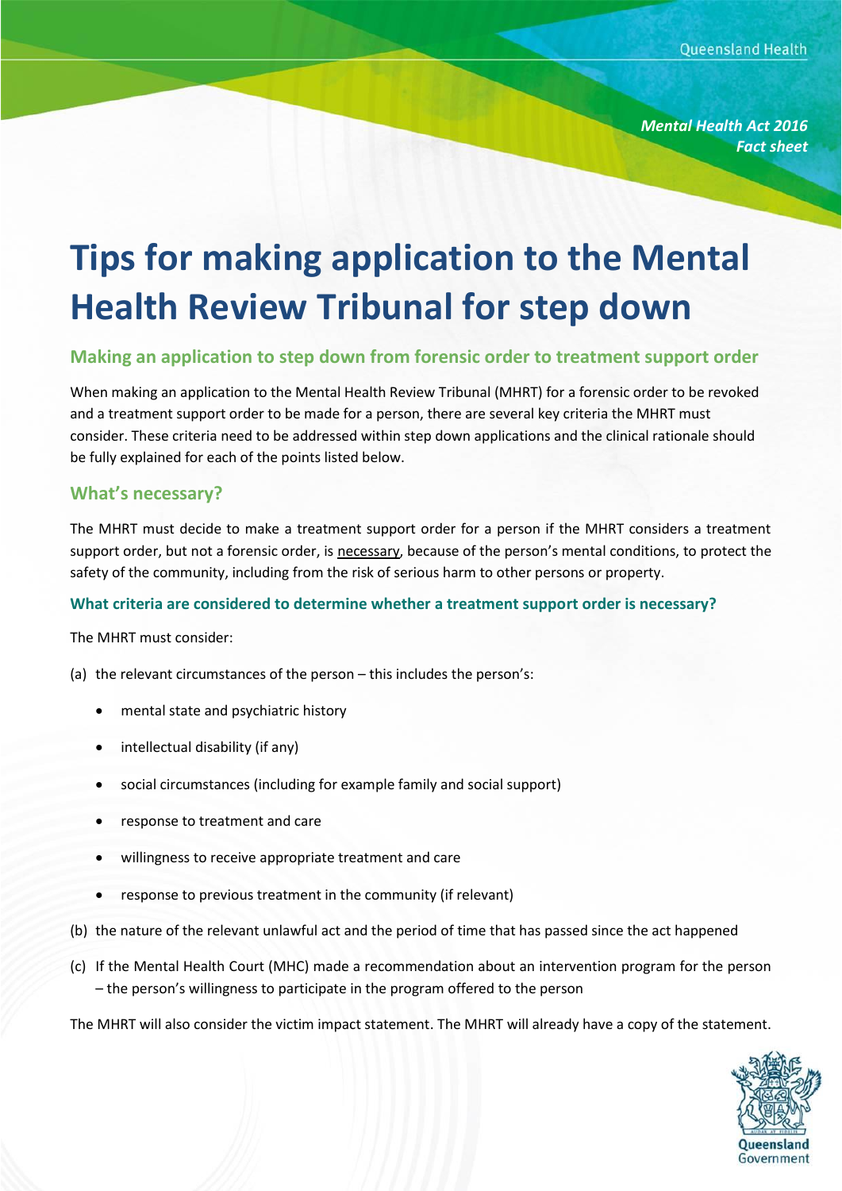*Mental Health Act 2016*
*Fact sheet*

# Tips for making application to the Mental Health Review Tribunal for step down

## Making an application to step down from forensic order to treatment support order

When making an application to the Mental Health Review Tribunal (MHRT) for a forensic order to be revoked and a treatment support order to be made for a person, there are several key criteria the MHRT must consider. These criteria need to be addressed within step down applications and the clinical rationale should be fully explained for each of the points listed below.

## What's necessary?

The MHRT must decide to make a treatment support order for a person if the MHRT considers a treatment support order, but not a forensic order, is necessary, because of the person's mental conditions, to protect the safety of the community, including from the risk of serious harm to other persons or property.

### What criteria are considered to determine whether a treatment support order is necessary?

The MHRT must consider:

(a) the relevant circumstances of the person – this includes the person's:

- mental state and psychiatric history
- intellectual disability (if any)
- social circumstances (including for example family and social support)
- response to treatment and care
- willingness to receive appropriate treatment and care
- response to previous treatment in the community (if relevant)

(b) the nature of the relevant unlawful act and the period of time that has passed since the act happened

(c) If the Mental Health Court (MHC) made a recommendation about an intervention program for the person – the person's willingness to participate in the program offered to the person

The MHRT will also consider the victim impact statement. The MHRT will already have a copy of the statement.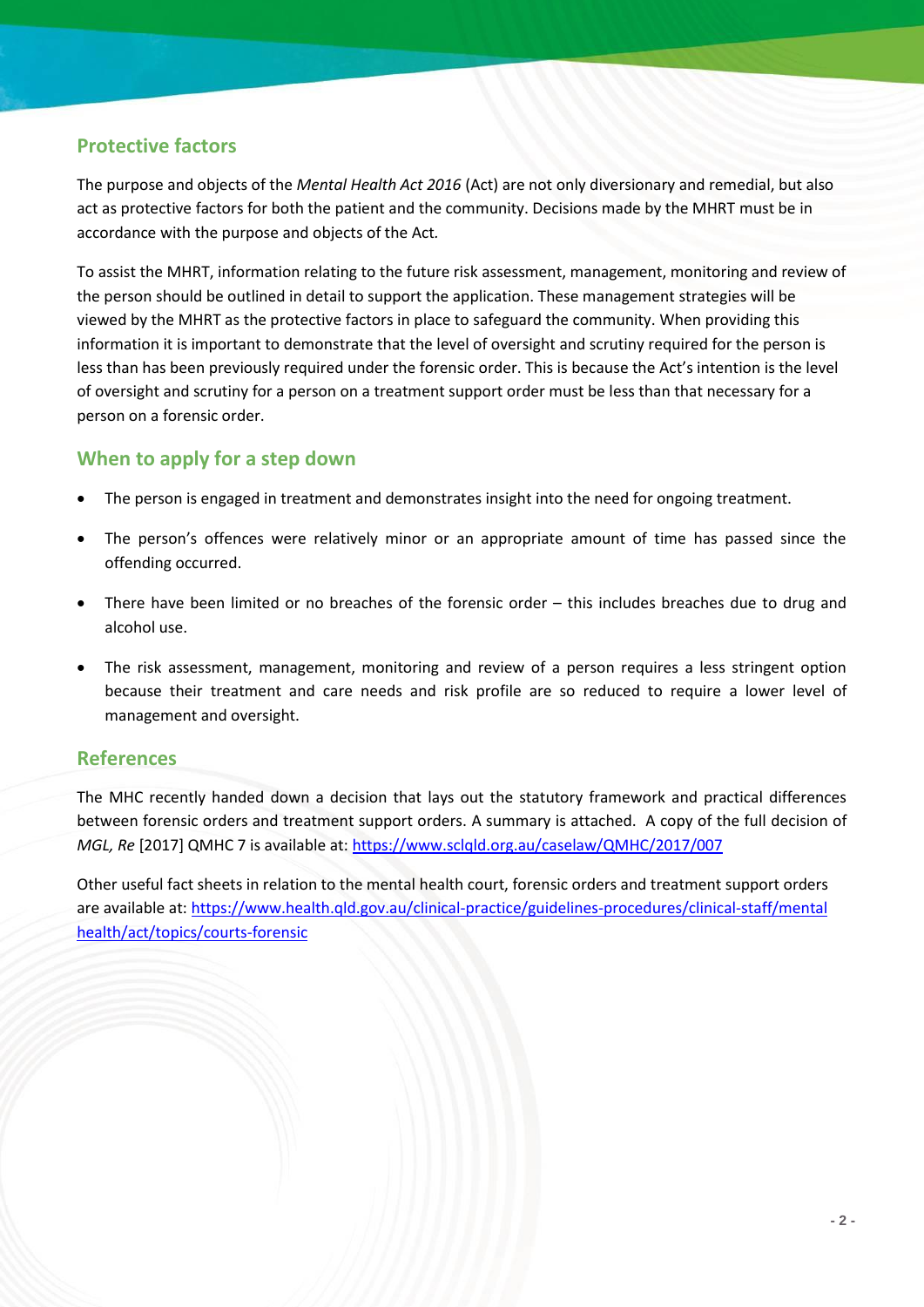## Protective factors

The purpose and objects of the *Mental Health Act 2016* (Act) are not only diversionary and remedial, but also act as protective factors for both the patient and the community. Decisions made by the MHRT must be in accordance with the purpose and objects of the Act.

To assist the MHRT, information relating to the future risk assessment, management, monitoring and review of the person should be outlined in detail to support the application. These management strategies will be viewed by the MHRT as the protective factors in place to safeguard the community. When providing this information it is important to demonstrate that the level of oversight and scrutiny required for the person is less than has been previously required under the forensic order. This is because the Act's intention is the level of oversight and scrutiny for a person on a treatment support order must be less than that necessary for a person on a forensic order.

## When to apply for a step down

- The person is engaged in treatment and demonstrates insight into the need for ongoing treatment.
- The person's offences were relatively minor or an appropriate amount of time has passed since the offending occurred.
- There have been limited or no breaches of the forensic order – this includes breaches due to drug and alcohol use.
- The risk assessment, management, monitoring and review of a person requires a less stringent option because their treatment and care needs and risk profile are so reduced to require a lower level of management and oversight.

## References

The MHC recently handed down a decision that lays out the statutory framework and practical differences between forensic orders and treatment support orders. A summary is attached. A copy of the full decision of *MGL, Re* [2017] QMHC 7 is available at: https://www.sclqld.org.au/caselaw/QMHC/2017/007

Other useful fact sheets in relation to the mental health court, forensic orders and treatment support orders are available at: https://www.health.qld.gov.au/clinical-practice/guidelines-procedures/clinical-staff/mental health/act/topics/courts-forensic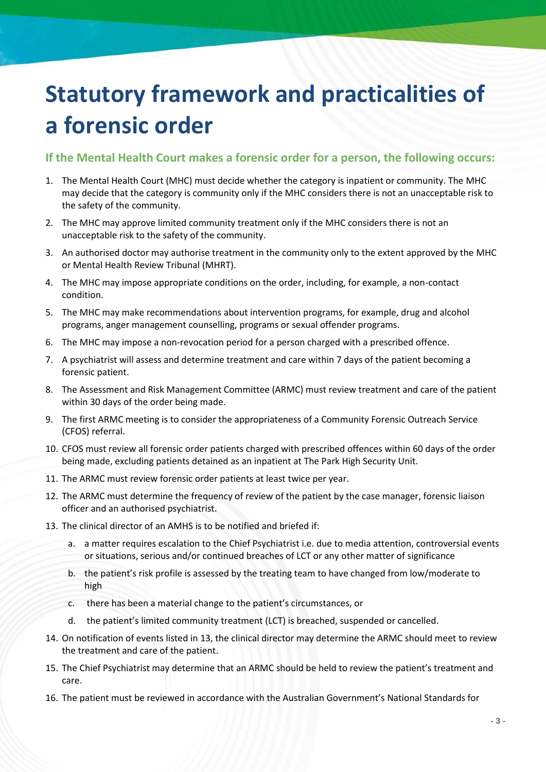# Statutory framework and practicalities of a forensic order

## If the Mental Health Court makes a forensic order for a person, the following occurs:

1. The Mental Health Court (MHC) must decide whether the category is inpatient or community. The MHC may decide that the category is community only if the MHC considers there is not an unacceptable risk to the safety of the community.
2. The MHC may approve limited community treatment only if the MHC considers there is not an unacceptable risk to the safety of the community.
3. An authorised doctor may authorise treatment in the community only to the extent approved by the MHC or Mental Health Review Tribunal (MHRT).
4. The MHC may impose appropriate conditions on the order, including, for example, a non-contact condition.
5. The MHC may make recommendations about intervention programs, for example, drug and alcohol programs, anger management counselling, programs or sexual offender programs.
6. The MHC may impose a non-revocation period for a person charged with a prescribed offence.
7. A psychiatrist will assess and determine treatment and care within 7 days of the patient becoming a forensic patient.
8. The Assessment and Risk Management Committee (ARMC) must review treatment and care of the patient within 30 days of the order being made.
9. The first ARMC meeting is to consider the appropriateness of a Community Forensic Outreach Service (CFOS) referral.
10. CFOS must review all forensic order patients charged with prescribed offences within 60 days of the order being made, excluding patients detained as an inpatient at The Park High Security Unit.
11. The ARMC must review forensic order patients at least twice per year.
12. The ARMC must determine the frequency of review of the patient by the case manager, forensic liaison officer and an authorised psychiatrist.
13. The clinical director of an AMHS is to be notified and briefed if:
    a. a matter requires escalation to the Chief Psychiatrist i.e. due to media attention, controversial events or situations, serious and/or continued breaches of LCT or any other matter of significance
    b. the patient's risk profile is assessed by the treating team to have changed from low/moderate to high
    c. there has been a material change to the patient's circumstances, or
    d. the patient's limited community treatment (LCT) is breached, suspended or cancelled.
14. On notification of events listed in 13, the clinical director may determine the ARMC should meet to review the treatment and care of the patient.
15. The Chief Psychiatrist may determine that an ARMC should be held to review the patient's treatment and care.
16. The patient must be reviewed in accordance with the Australian Government's National Standards for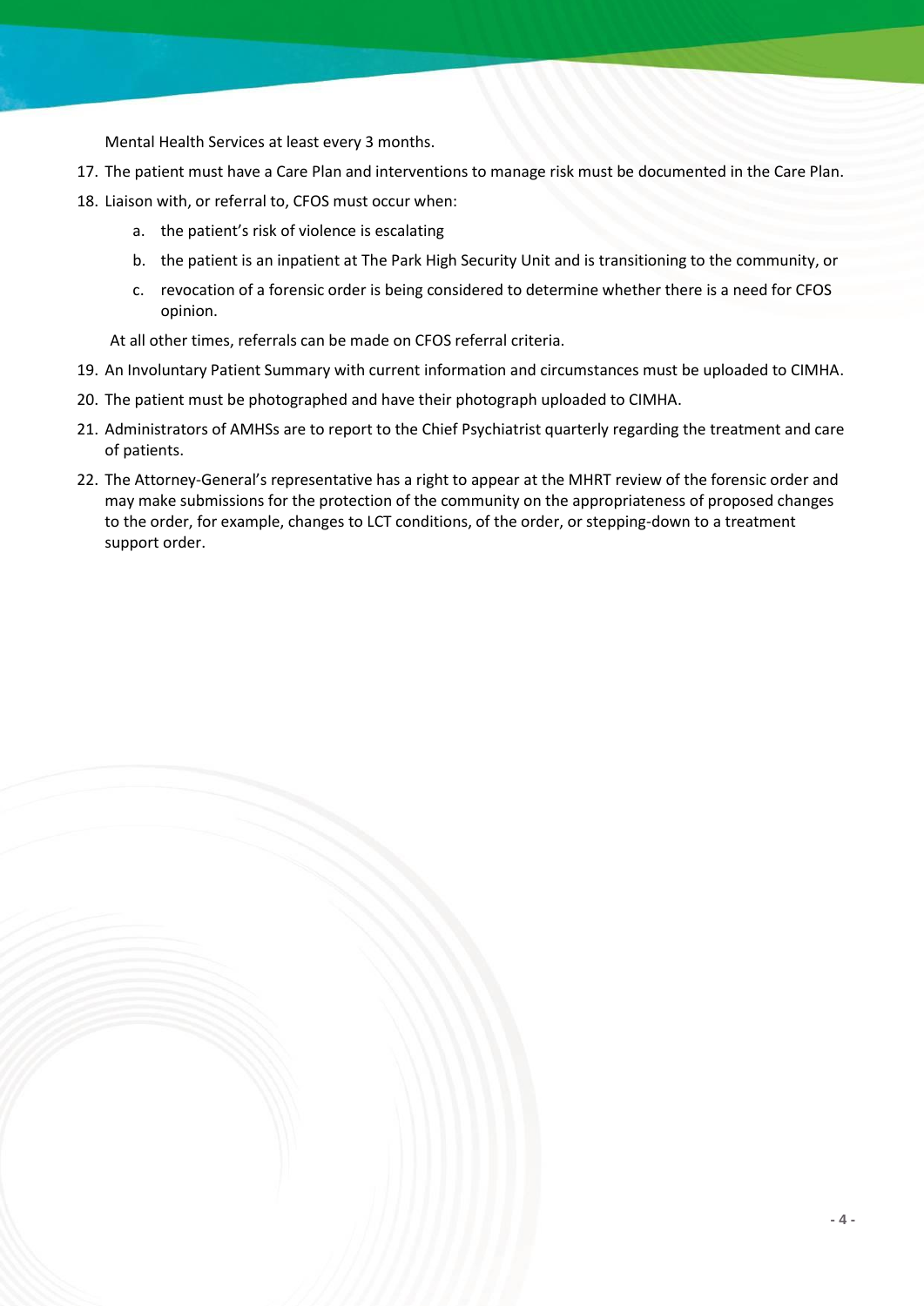Mental Health Services at least every 3 months.

17. The patient must have a Care Plan and interventions to manage risk must be documented in the Care Plan.
18. Liaison with, or referral to, CFOS must occur when:
    a. the patient's risk of violence is escalating
    b. the patient is an inpatient at The Park High Security Unit and is transitioning to the community, or
    c. revocation of a forensic order is being considered to determine whether there is a need for CFOS opinion.

    At all other times, referrals can be made on CFOS referral criteria.
19. An Involuntary Patient Summary with current information and circumstances must be uploaded to CIMHA.
20. The patient must be photographed and have their photograph uploaded to CIMHA.
21. Administrators of AMHSs are to report to the Chief Psychiatrist quarterly regarding the treatment and care of patients.
22. The Attorney-General's representative has a right to appear at the MHRT review of the forensic order and may make submissions for the protection of the community on the appropriateness of proposed changes to the order, for example, changes to LCT conditions, of the order, or stepping-down to a treatment support order.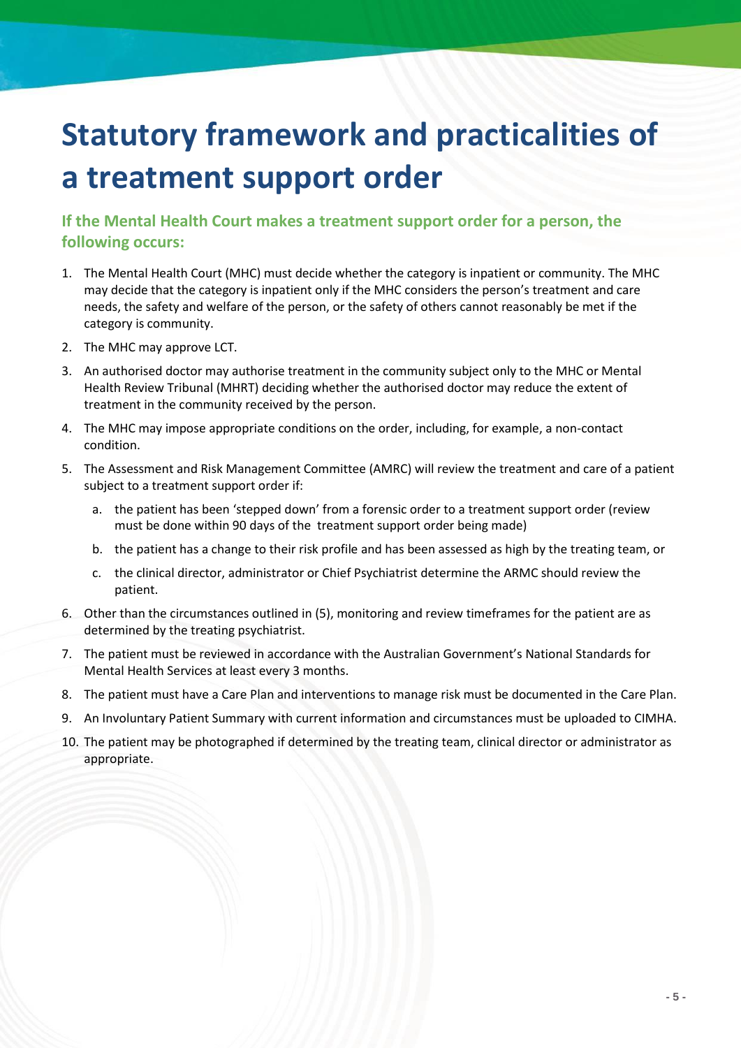# Statutory framework and practicalities of a treatment support order

## If the Mental Health Court makes a treatment support order for a person, the following occurs:

1. The Mental Health Court (MHC) must decide whether the category is inpatient or community. The MHC may decide that the category is inpatient only if the MHC considers the person's treatment and care needs, the safety and welfare of the person, or the safety of others cannot reasonably be met if the category is community.
2. The MHC may approve LCT.
3. An authorised doctor may authorise treatment in the community subject only to the MHC or Mental Health Review Tribunal (MHRT) deciding whether the authorised doctor may reduce the extent of treatment in the community received by the person.
4. The MHC may impose appropriate conditions on the order, including, for example, a non-contact condition.
5. The Assessment and Risk Management Committee (AMRC) will review the treatment and care of a patient subject to a treatment support order if:
   a. the patient has been 'stepped down' from a forensic order to a treatment support order (review must be done within 90 days of the treatment support order being made)
   b. the patient has a change to their risk profile and has been assessed as high by the treating team, or
   c. the clinical director, administrator or Chief Psychiatrist determine the ARMC should review the patient.
6. Other than the circumstances outlined in (5), monitoring and review timeframes for the patient are as determined by the treating psychiatrist.
7. The patient must be reviewed in accordance with the Australian Government's National Standards for Mental Health Services at least every 3 months.
8. The patient must have a Care Plan and interventions to manage risk must be documented in the Care Plan.
9. An Involuntary Patient Summary with current information and circumstances must be uploaded to CIMHA.
10. The patient may be photographed if determined by the treating team, clinical director or administrator as appropriate.